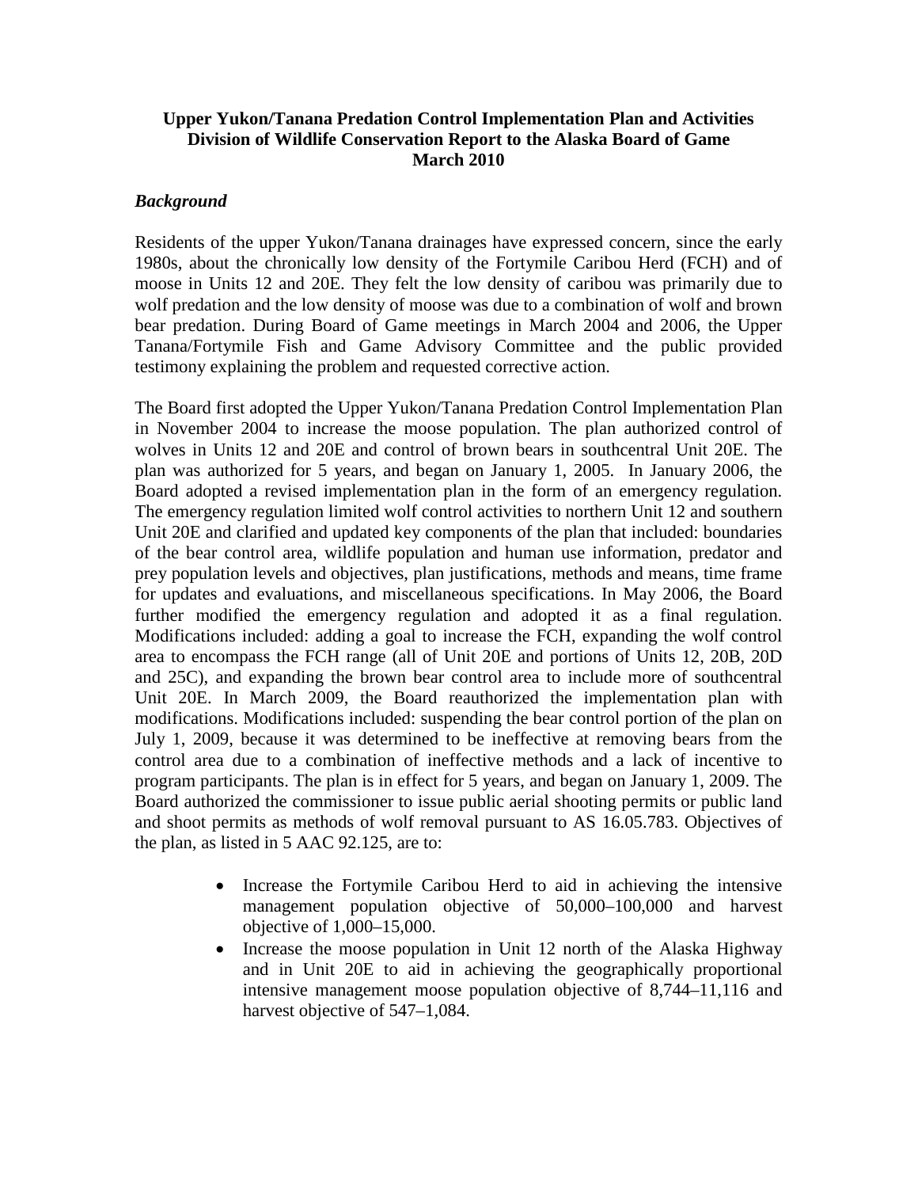**Upper Yukon/Tanana Predation Control Implementation Plan and Activities**
**Division of Wildlife Conservation Report to the Alaska Board of Game**
**March 2010**

***Background***

Residents of the upper Yukon/Tanana drainages have expressed concern, since the early 1980s, about the chronically low density of the Fortymile Caribou Herd (FCH) and of moose in Units 12 and 20E. They felt the low density of caribou was primarily due to wolf predation and the low density of moose was due to a combination of wolf and brown bear predation. During Board of Game meetings in March 2004 and 2006, the Upper Tanana/Fortymile Fish and Game Advisory Committee and the public provided testimony explaining the problem and requested corrective action.

The Board first adopted the Upper Yukon/Tanana Predation Control Implementation Plan in November 2004 to increase the moose population. The plan authorized control of wolves in Units 12 and 20E and control of brown bears in southcentral Unit 20E. The plan was authorized for 5 years, and began on January 1, 2005. In January 2006, the Board adopted a revised implementation plan in the form of an emergency regulation. The emergency regulation limited wolf control activities to northern Unit 12 and southern Unit 20E and clarified and updated key components of the plan that included: boundaries of the bear control area, wildlife population and human use information, predator and prey population levels and objectives, plan justifications, methods and means, time frame for updates and evaluations, and miscellaneous specifications. In May 2006, the Board further modified the emergency regulation and adopted it as a final regulation. Modifications included: adding a goal to increase the FCH, expanding the wolf control area to encompass the FCH range (all of Unit 20E and portions of Units 12, 20B, 20D and 25C), and expanding the brown bear control area to include more of southcentral Unit 20E. In March 2009, the Board reauthorized the implementation plan with modifications. Modifications included: suspending the bear control portion of the plan on July 1, 2009, because it was determined to be ineffective at removing bears from the control area due to a combination of ineffective methods and a lack of incentive to program participants. The plan is in effect for 5 years, and began on January 1, 2009. The Board authorized the commissioner to issue public aerial shooting permits or public land and shoot permits as methods of wolf removal pursuant to AS 16.05.783. Objectives of the plan, as listed in 5 AAC 92.125, are to:

- Increase the Fortymile Caribou Herd to aid in achieving the intensive management population objective of 50,000–100,000 and harvest objective of 1,000–15,000.
- Increase the moose population in Unit 12 north of the Alaska Highway and in Unit 20E to aid in achieving the geographically proportional intensive management moose population objective of 8,744–11,116 and harvest objective of 547–1,084.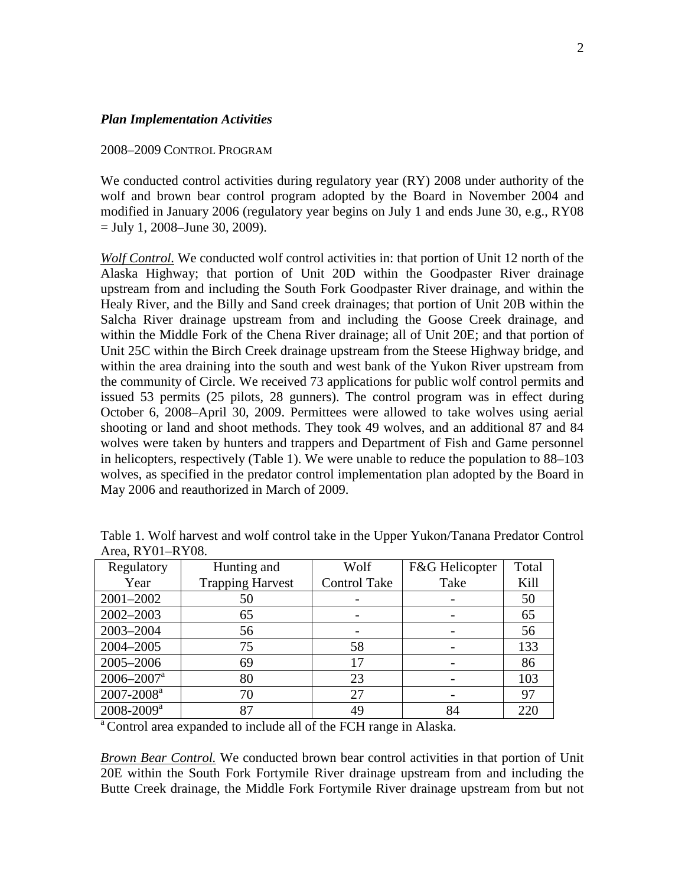### *Plan Implementation Activities*

2008–2009 CONTROL PROGRAM

We conducted control activities during regulatory year (RY) 2008 under authority of the wolf and brown bear control program adopted by the Board in November 2004 and modified in January 2006 (regulatory year begins on July 1 and ends June 30, e.g., RY08 = July 1, 2008–June 30, 2009).

*Wolf Control.* We conducted wolf control activities in: that portion of Unit 12 north of the Alaska Highway; that portion of Unit 20D within the Goodpaster River drainage upstream from and including the South Fork Goodpaster River drainage, and within the Healy River, and the Billy and Sand creek drainages; that portion of Unit 20B within the Salcha River drainage upstream from and including the Goose Creek drainage, and within the Middle Fork of the Chena River drainage; all of Unit 20E; and that portion of Unit 25C within the Birch Creek drainage upstream from the Steese Highway bridge, and within the area draining into the south and west bank of the Yukon River upstream from the community of Circle. We received 73 applications for public wolf control permits and issued 53 permits (25 pilots, 28 gunners). The control program was in effect during October 6, 2008–April 30, 2009. Permittees were allowed to take wolves using aerial shooting or land and shoot methods. They took 49 wolves, and an additional 87 and 84 wolves were taken by hunters and trappers and Department of Fish and Game personnel in helicopters, respectively (Table 1). We were unable to reduce the population to 88–103 wolves, as specified in the predator control implementation plan adopted by the Board in May 2006 and reauthorized in March of 2009.

Table 1. Wolf harvest and wolf control take in the Upper Yukon/Tanana Predator Control Area, RY01–RY08.

| Regulatory Year | Hunting and Trapping Harvest | Wolf Control Take | F&G Helicopter Take | Total Kill |
|---|---|---|---|---|
| 2001–2002 | 50 | - | - | 50 |
| 2002–2003 | 65 | - | - | 65 |
| 2003–2004 | 56 | - | - | 56 |
| 2004–2005 | 75 | 58 | - | 133 |
| 2005–2006 | 69 | 17 | - | 86 |
| 2006–2007[a] | 80 | 23 | - | 103 |
| 2007-2008[a] | 70 | 27 | - | 97 |
| 2008-2009[a] | 87 | 49 | 84 | 220 |

[a] Control area expanded to include all of the FCH range in Alaska.

*Brown Bear Control.* We conducted brown bear control activities in that portion of Unit 20E within the South Fork Fortymile River drainage upstream from and including the Butte Creek drainage, the Middle Fork Fortymile River drainage upstream from but not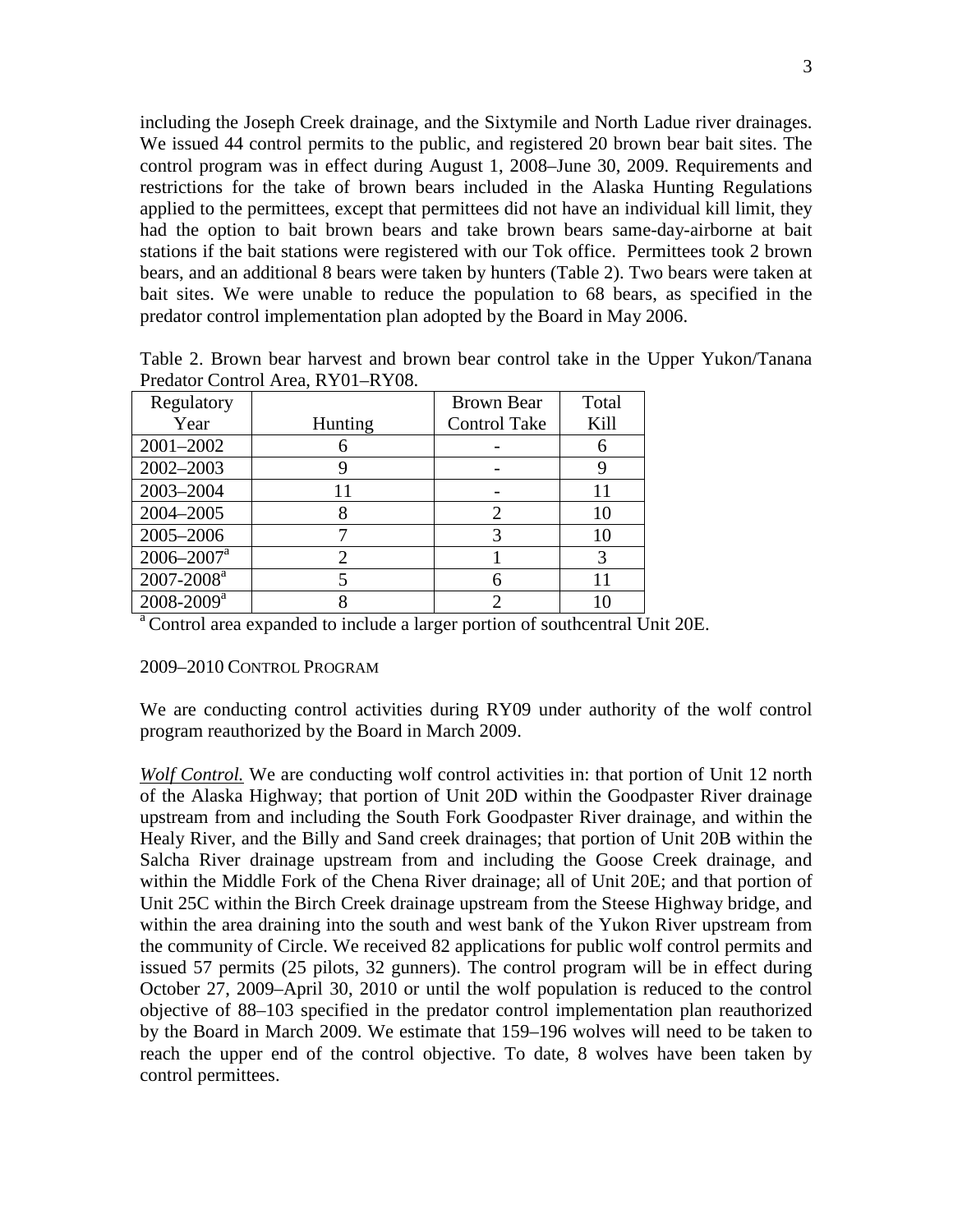including the Joseph Creek drainage, and the Sixtymile and North Ladue river drainages. We issued 44 control permits to the public, and registered 20 brown bear bait sites. The control program was in effect during August 1, 2008–June 30, 2009. Requirements and restrictions for the take of brown bears included in the Alaska Hunting Regulations applied to the permittees, except that permittees did not have an individual kill limit, they had the option to bait brown bears and take brown bears same-day-airborne at bait stations if the bait stations were registered with our Tok office. Permittees took 2 brown bears, and an additional 8 bears were taken by hunters (Table 2). Two bears were taken at bait sites. We were unable to reduce the population to 68 bears, as specified in the predator control implementation plan adopted by the Board in May 2006.

Table 2. Brown bear harvest and brown bear control take in the Upper Yukon/Tanana Predator Control Area, RY01–RY08.

| Regulatory Year | Hunting | Brown Bear Control Take | Total Kill |
|---|---|---|---|
| 2001–2002 | 6 | - | 6 |
| 2002–2003 | 9 | - | 9 |
| 2003–2004 | 11 | - | 11 |
| 2004–2005 | 8 | 2 | 10 |
| 2005–2006 | 7 | 3 | 10 |
| 2006–2007[a] | 2 | 1 | 3 |
| 2007-2008[a] | 5 | 6 | 11 |
| 2008-2009[a] | 8 | 2 | 10 |

[a] Control area expanded to include a larger portion of southcentral Unit 20E.

2009–2010 CONTROL PROGRAM

We are conducting control activities during RY09 under authority of the wolf control program reauthorized by the Board in March 2009.

*Wolf Control.* We are conducting wolf control activities in: that portion of Unit 12 north of the Alaska Highway; that portion of Unit 20D within the Goodpaster River drainage upstream from and including the South Fork Goodpaster River drainage, and within the Healy River, and the Billy and Sand creek drainages; that portion of Unit 20B within the Salcha River drainage upstream from and including the Goose Creek drainage, and within the Middle Fork of the Chena River drainage; all of Unit 20E; and that portion of Unit 25C within the Birch Creek drainage upstream from the Steese Highway bridge, and within the area draining into the south and west bank of the Yukon River upstream from the community of Circle. We received 82 applications for public wolf control permits and issued 57 permits (25 pilots, 32 gunners). The control program will be in effect during October 27, 2009–April 30, 2010 or until the wolf population is reduced to the control objective of 88–103 specified in the predator control implementation plan reauthorized by the Board in March 2009. We estimate that 159–196 wolves will need to be taken to reach the upper end of the control objective. To date, 8 wolves have been taken by control permittees.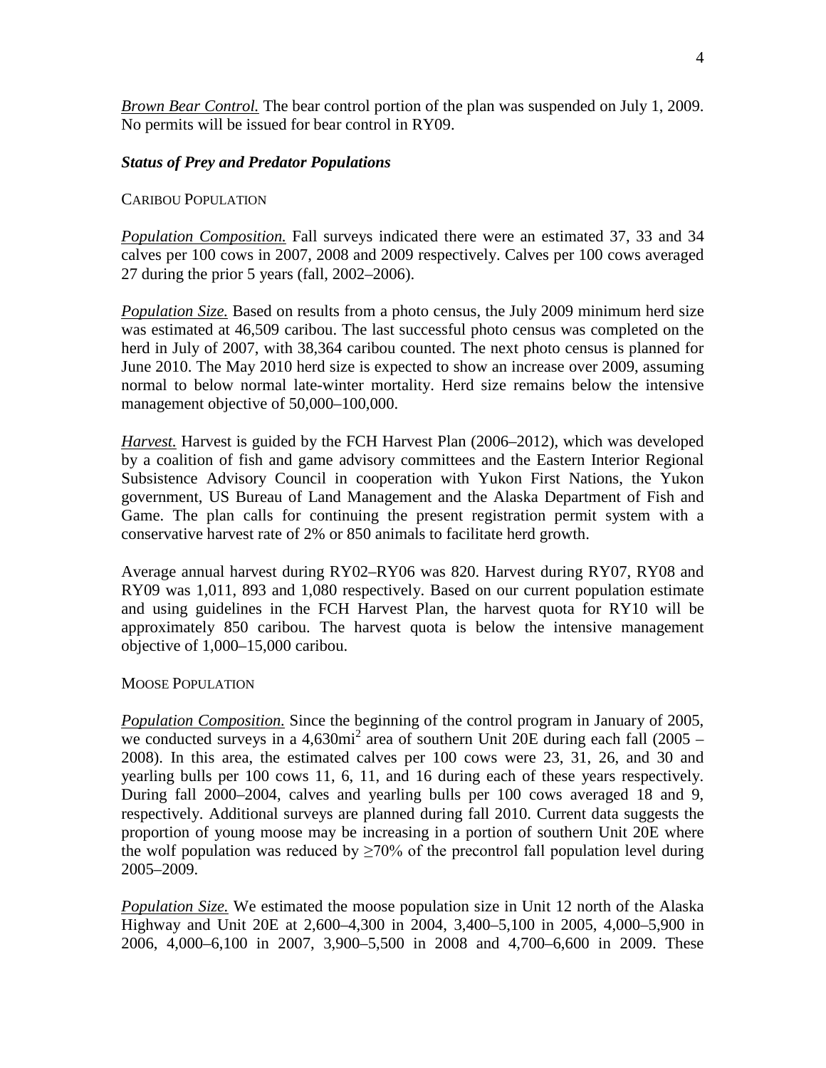*Brown Bear Control.* The bear control portion of the plan was suspended on July 1, 2009. No permits will be issued for bear control in RY09.

### *Status of Prey and Predator Populations*

CARIBOU POPULATION

*Population Composition.* Fall surveys indicated there were an estimated 37, 33 and 34 calves per 100 cows in 2007, 2008 and 2009 respectively. Calves per 100 cows averaged 27 during the prior 5 years (fall, 2002–2006).

*Population Size.* Based on results from a photo census, the July 2009 minimum herd size was estimated at 46,509 caribou. The last successful photo census was completed on the herd in July of 2007, with 38,364 caribou counted. The next photo census is planned for June 2010. The May 2010 herd size is expected to show an increase over 2009, assuming normal to below normal late-winter mortality. Herd size remains below the intensive management objective of 50,000–100,000.

*Harvest.* Harvest is guided by the FCH Harvest Plan (2006–2012), which was developed by a coalition of fish and game advisory committees and the Eastern Interior Regional Subsistence Advisory Council in cooperation with Yukon First Nations, the Yukon government, US Bureau of Land Management and the Alaska Department of Fish and Game. The plan calls for continuing the present registration permit system with a conservative harvest rate of 2% or 850 animals to facilitate herd growth.

Average annual harvest during RY02–RY06 was 820. Harvest during RY07, RY08 and RY09 was 1,011, 893 and 1,080 respectively. Based on our current population estimate and using guidelines in the FCH Harvest Plan, the harvest quota for RY10 will be approximately 850 caribou. The harvest quota is below the intensive management objective of 1,000–15,000 caribou.

MOOSE POPULATION

*Population Composition.* Since the beginning of the control program in January of 2005, we conducted surveys in a 4,630mi$^2$ area of southern Unit 20E during each fall (2005 – 2008). In this area, the estimated calves per 100 cows were 23, 31, 26, and 30 and yearling bulls per 100 cows 11, 6, 11, and 16 during each of these years respectively. During fall 2000–2004, calves and yearling bulls per 100 cows averaged 18 and 9, respectively. Additional surveys are planned during fall 2010. Current data suggests the proportion of young moose may be increasing in a portion of southern Unit 20E where the wolf population was reduced by $\geq$70% of the precontrol fall population level during 2005–2009.

*Population Size.* We estimated the moose population size in Unit 12 north of the Alaska Highway and Unit 20E at 2,600–4,300 in 2004, 3,400–5,100 in 2005, 4,000–5,900 in 2006, 4,000–6,100 in 2007, 3,900–5,500 in 2008 and 4,700–6,600 in 2009. These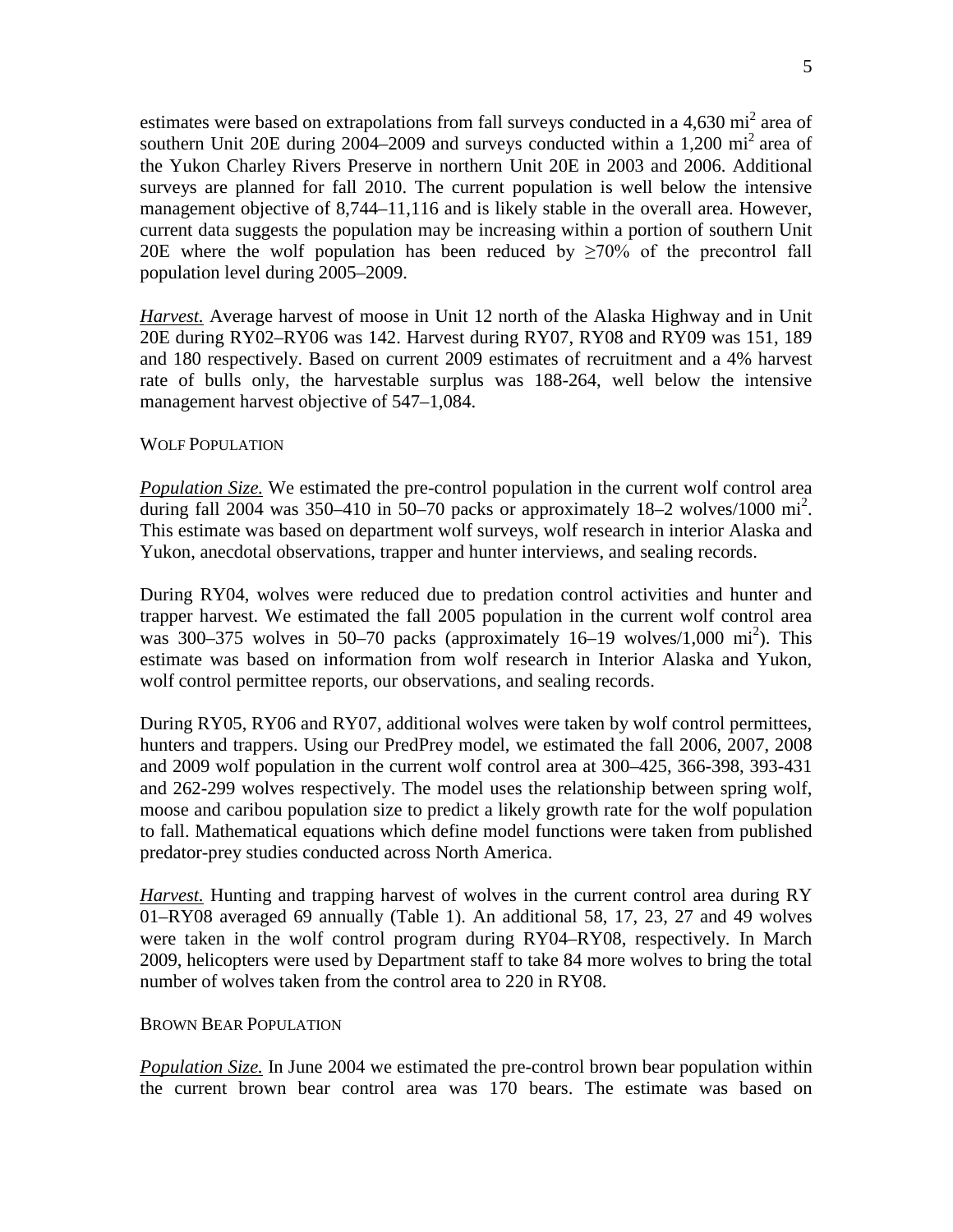estimates were based on extrapolations from fall surveys conducted in a 4,630 $mi^2$ area of southern Unit 20E during 2004–2009 and surveys conducted within a 1,200 $mi^2$ area of the Yukon Charley Rivers Preserve in northern Unit 20E in 2003 and 2006. Additional surveys are planned for fall 2010. The current population is well below the intensive management objective of 8,744–11,116 and is likely stable in the overall area. However, current data suggests the population may be increasing within a portion of southern Unit 20E where the wolf population has been reduced by $\geq$70% of the precontrol fall population level during 2005–2009.

***Harvest.*** Average harvest of moose in Unit 12 north of the Alaska Highway and in Unit 20E during RY02–RY06 was 142. Harvest during RY07, RY08 and RY09 was 151, 189 and 180 respectively. Based on current 2009 estimates of recruitment and a 4% harvest rate of bulls only, the harvestable surplus was 188-264, well below the intensive management harvest objective of 547–1,084.

WOLF POPULATION

***Population Size.*** We estimated the pre-control population in the current wolf control area during fall 2004 was 350–410 in 50–70 packs or approximately 18–2 wolves/1000 $mi^2$. This estimate was based on department wolf surveys, wolf research in interior Alaska and Yukon, anecdotal observations, trapper and hunter interviews, and sealing records.

During RY04, wolves were reduced due to predation control activities and hunter and trapper harvest. We estimated the fall 2005 population in the current wolf control area was 300–375 wolves in 50–70 packs (approximately 16–19 wolves/1,000 $mi^2$). This estimate was based on information from wolf research in Interior Alaska and Yukon, wolf control permittee reports, our observations, and sealing records.

During RY05, RY06 and RY07, additional wolves were taken by wolf control permittees, hunters and trappers. Using our PredPrey model, we estimated the fall 2006, 2007, 2008 and 2009 wolf population in the current wolf control area at 300–425, 366-398, 393-431 and 262-299 wolves respectively. The model uses the relationship between spring wolf, moose and caribou population size to predict a likely growth rate for the wolf population to fall. Mathematical equations which define model functions were taken from published predator-prey studies conducted across North America.

***Harvest.*** Hunting and trapping harvest of wolves in the current control area during RY 01–RY08 averaged 69 annually (Table 1). An additional 58, 17, 23, 27 and 49 wolves were taken in the wolf control program during RY04–RY08, respectively. In March 2009, helicopters were used by Department staff to take 84 more wolves to bring the total number of wolves taken from the control area to 220 in RY08.

BROWN BEAR POPULATION

***Population Size.*** In June 2004 we estimated the pre-control brown bear population within the current brown bear control area was 170 bears. The estimate was based on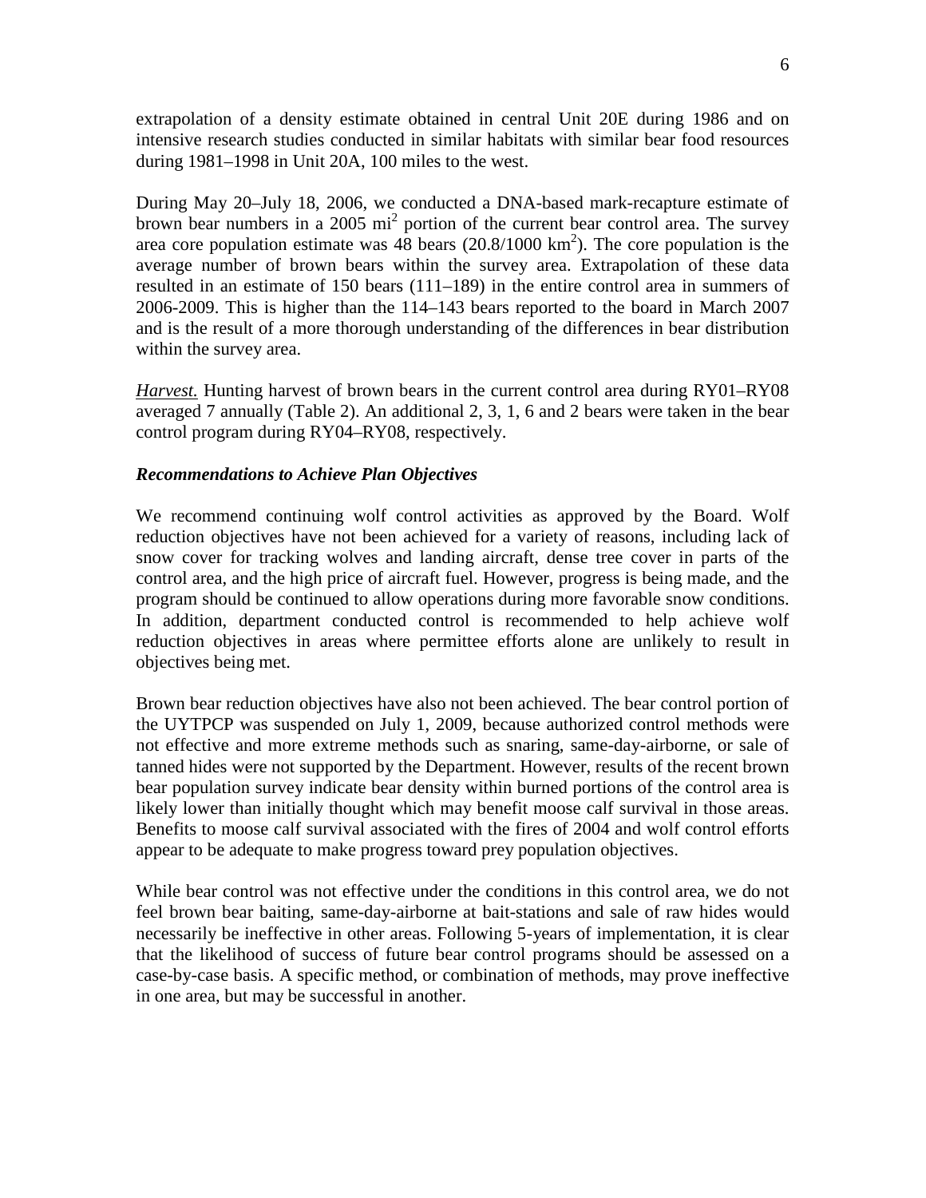extrapolation of a density estimate obtained in central Unit 20E during 1986 and on intensive research studies conducted in similar habitats with similar bear food resources during 1981–1998 in Unit 20A, 100 miles to the west.

During May 20–July 18, 2006, we conducted a DNA-based mark-recapture estimate of brown bear numbers in a 2005 $mi^2$ portion of the current bear control area. The survey area core population estimate was 48 bears (20.8/1000 $km^2$). The core population is the average number of brown bears within the survey area. Extrapolation of these data resulted in an estimate of 150 bears (111–189) in the entire control area in summers of 2006-2009. This is higher than the 114–143 bears reported to the board in March 2007 and is the result of a more thorough understanding of the differences in bear distribution within the survey area.

*Harvest.* Hunting harvest of brown bears in the current control area during RY01–RY08 averaged 7 annually (Table 2). An additional 2, 3, 1, 6 and 2 bears were taken in the bear control program during RY04–RY08, respectively.

***Recommendations to Achieve Plan Objectives***

We recommend continuing wolf control activities as approved by the Board. Wolf reduction objectives have not been achieved for a variety of reasons, including lack of snow cover for tracking wolves and landing aircraft, dense tree cover in parts of the control area, and the high price of aircraft fuel. However, progress is being made, and the program should be continued to allow operations during more favorable snow conditions. In addition, department conducted control is recommended to help achieve wolf reduction objectives in areas where permittee efforts alone are unlikely to result in objectives being met.

Brown bear reduction objectives have also not been achieved. The bear control portion of the UYTPCP was suspended on July 1, 2009, because authorized control methods were not effective and more extreme methods such as snaring, same-day-airborne, or sale of tanned hides were not supported by the Department. However, results of the recent brown bear population survey indicate bear density within burned portions of the control area is likely lower than initially thought which may benefit moose calf survival in those areas. Benefits to moose calf survival associated with the fires of 2004 and wolf control efforts appear to be adequate to make progress toward prey population objectives.

While bear control was not effective under the conditions in this control area, we do not feel brown bear baiting, same-day-airborne at bait-stations and sale of raw hides would necessarily be ineffective in other areas. Following 5-years of implementation, it is clear that the likelihood of success of future bear control programs should be assessed on a case-by-case basis. A specific method, or combination of methods, may prove ineffective in one area, but may be successful in another.